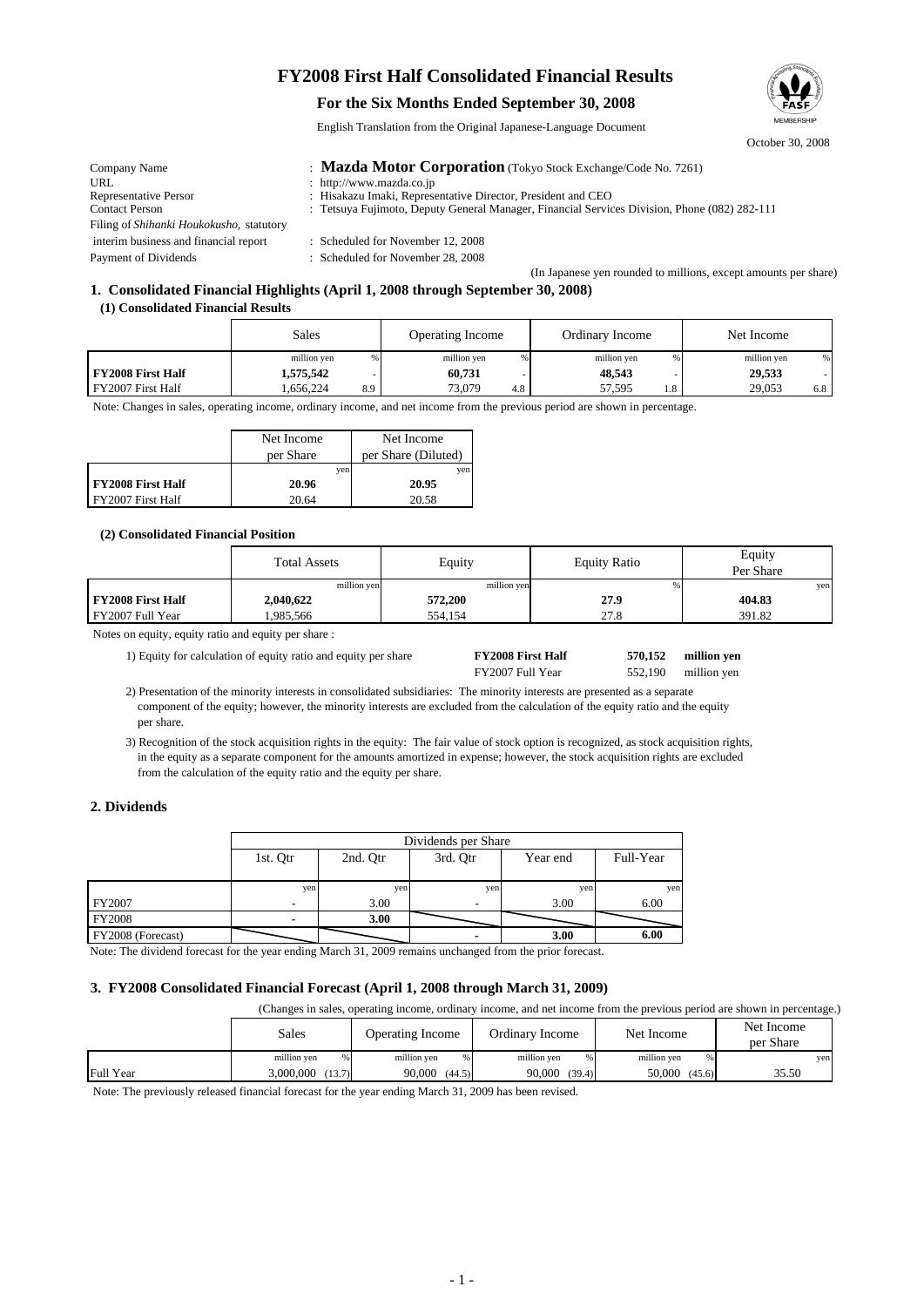# FY2008 First Half Consolidated Financial Results

## For the Six Months Ended September 30, 2008

English Translation from the Original Japanese-Language Document

October 30, 2008

| | |
|---|---|
| Company Name | : **Mazda Motor Corporation** (Tokyo Stock Exchange/Code No. 7261) |
| URL | : http://www.mazda.co.jp |
| Representative Persor | : Hisakazu Imaki, Representative Director, President and CEO |
| Contact Person | : Tetsuya Fujimoto, Deputy General Manager, Financial Services Division, Phone (082) 282-111 |
| Filing of *Shihanki Houkokusho,* statutory interim business and financial report | : Scheduled for November 12, 2008 |
| Payment of Dividends | : Scheduled for November 28, 2008 |

(In Japanese yen rounded to millions, except amounts per share)

### 1. Consolidated Financial Highlights (April 1, 2008 through September 30, 2008)

#### (1) Consolidated Financial Results

| | Sales | | Operating Income | | Ordinary Income | | Net Income | |
|---|---|---|---|---|---|---|---|---|
| | million yen | % | million yen | % | million yen | % | million yen | % |
| **FY2008 First Half** | **1,575,542** | - | **60,731** | - | **48,543** | - | **29,533** | - |
| FY2007 First Half | 1,656,224 | 8.9 | 73,079 | 4.8 | 57,595 | 1.8 | 29,053 | 6.8 |

Note: Changes in sales, operating income, ordinary income, and net income from the previous period are shown in percentage.

| | Net Income per Share | Net Income per Share (Diluted) |
|---|---|---|
| | yen | yen |
| **FY2008 First Half** | **20.96** | **20.95** |
| FY2007 First Half | 20.64 | 20.58 |

#### (2) Consolidated Financial Position

| | Total Assets | Equity | Equity Ratio | Equity Per Share |
|---|---|---|---|---|
| | million yen | million yen | % | yen |
| **FY2008 First Half** | **2,040,622** | **572,200** | **27.9** | **404.83** |
| FY2007 Full Year | 1,985,566 | 554,154 | 27.8 | 391.82 |

Notes on equity, equity ratio and equity per share :

1) Equity for calculation of equity ratio and equity per share

| | | |
|---|---|---|
| **FY2008 First Half** | **570,152** | **million yen** |
| FY2007 Full Year | 552,190 | million yen |

2) Presentation of the minority interests in consolidated subsidiaries: The minority interests are presented as a separate component of the equity; however, the minority interests are excluded from the calculation of the equity ratio and the equity per share.

3) Recognition of the stock acquisition rights in the equity: The fair value of stock option is recognized, as stock acquisition rights, in the equity as a separate component for the amounts amortized in expense; however, the stock acquisition rights are excluded from the calculation of the equity ratio and the equity per share.

### 2. Dividends

| | Dividends per Share | | | | |
|---|---|---|---|---|---|
| | 1st. Qtr | 2nd. Qtr | 3rd. Qtr | Year end | Full-Year |
| | yen | yen | yen | yen | yen |
| FY2007 | - | 3.00 | - | 3.00 | 6.00 |
| FY2008 | - | **3.00** | | | |
| FY2008 (Forecast) | | | - | **3.00** | **6.00** |

Note: The dividend forecast for the year ending March 31, 2009 remains unchanged from the prior forecast.

### 3. FY2008 Consolidated Financial Forecast (April 1, 2008 through March 31, 2009)

(Changes in sales, operating income, ordinary income, and net income from the previous period are shown in percentage.)

| | Sales | | Operating Income | | Ordinary Income | | Net Income | | Net Income per Share |
|---|---|---|---|---|---|---|---|---|---|
| | million yen | % | million yen | % | million yen | % | million yen | % | yen |
| Full Year | 3,000,000 | (13.7) | 90,000 | (44.5) | 90,000 | (39.4) | 50,000 | (45.6) | 35.50 |

Note: The previously released financial forecast for the year ending March 31, 2009 has been revised.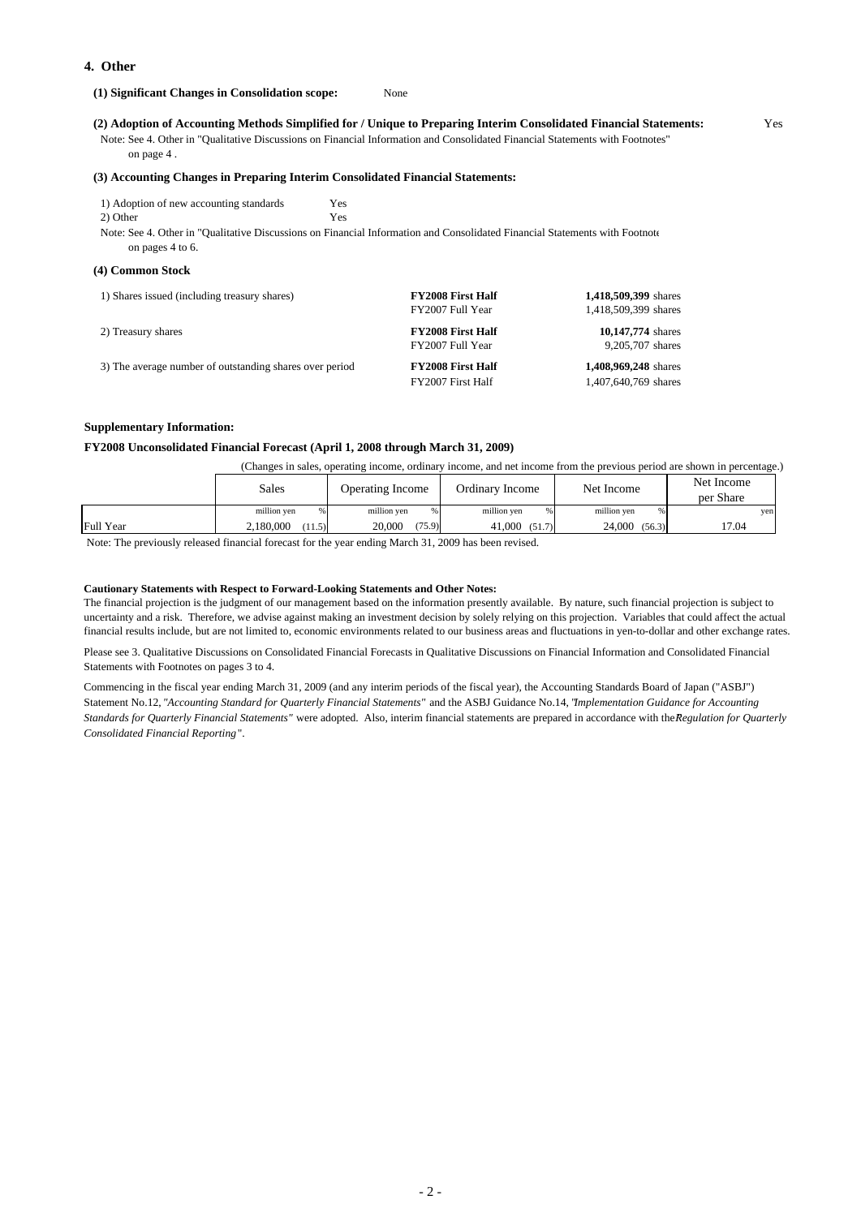## 4. Other

**(1) Significant Changes in Consolidation scope:** None

**(2) Adoption of Accounting Methods Simplified for / Unique to Preparing Interim Consolidated Financial Statements:** Yes

Note: See 4. Other in "Qualitative Discussions on Financial Information and Consolidated Financial Statements with Footnotes" on page 4 .

**(3) Accounting Changes in Preparing Interim Consolidated Financial Statements:**

1) Adoption of new accounting standards Yes
2) Other Yes

Note: See 4. Other in "Qualitative Discussions on Financial Information and Consolidated Financial Statements with Footnote on pages 4 to 6.

**(4) Common Stock**

| | | |
|---|---|---|
| 1) Shares issued (including treasury shares) | **FY2008 First Half** | **1,418,509,399** shares |
| | FY2007 Full Year | 1,418,509,399 shares |
| 2) Treasury shares | **FY2008 First Half** | **10,147,774** shares |
| | FY2007 Full Year | 9,205,707 shares |
| 3) The average number of outstanding shares over period | **FY2008 First Half** | **1,408,969,248** shares |
| | FY2007 First Half | 1,407,640,769 shares |

**Supplementary Information:**

**FY2008 Unconsolidated Financial Forecast (April 1, 2008 through March 31, 2009)**

(Changes in sales, operating income, ordinary income, and net income from the previous period are shown in percentage.)

| | Sales | | Operating Income | | Ordinary Income | | Net Income | | Net Income per Share |
|---|---|---|---|---|---|---|---|---|---|
| | million yen | % | million yen | % | million yen | % | million yen | % | yen |
| Full Year | 2,180,000 | (11.5) | 20,000 | (75.9) | 41,000 | (51.7) | 24,000 | (56.3) | 17.04 |

Note: The previously released financial forecast for the year ending March 31, 2009 has been revised.

**Cautionary Statements with Respect to Forward-Looking Statements and Other Notes:**

The financial projection is the judgment of our management based on the information presently available. By nature, such financial projection is subject to uncertainty and a risk. Therefore, we advise against making an investment decision by solely relying on this projection. Variables that could affect the actual financial results include, but are not limited to, economic environments related to our business areas and fluctuations in yen-to-dollar and other exchange rates.

Please see 3. Qualitative Discussions on Consolidated Financial Forecasts in Qualitative Discussions on Financial Information and Consolidated Financial Statements with Footnotes on pages 3 to 4.

Commencing in the fiscal year ending March 31, 2009 (and any interim periods of the fiscal year), the Accounting Standards Board of Japan ("ASBJ") Statement No.12, *"Accounting Standard for Quarterly Financial Statements"* and the ASBJ Guidance No.14, *"Implementation Guidance for Accounting Standards for Quarterly Financial Statements"* were adopted. Also, interim financial statements are prepared in accordance with the *Regulation for Quarterly Consolidated Financial Reporting"*.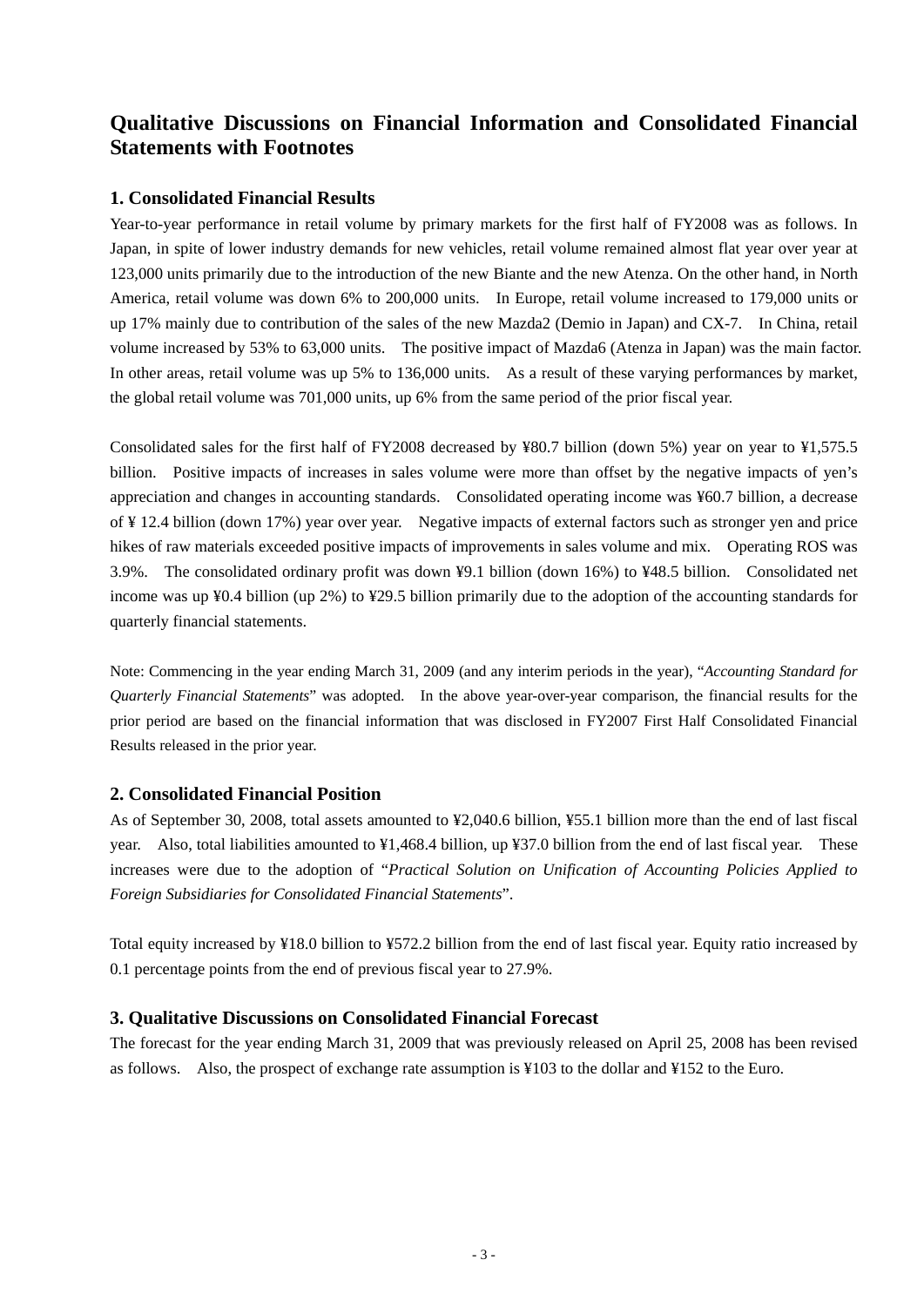# Qualitative Discussions on Financial Information and Consolidated Financial Statements with Footnotes

## 1. Consolidated Financial Results

Year-to-year performance in retail volume by primary markets for the first half of FY2008 was as follows. In Japan, in spite of lower industry demands for new vehicles, retail volume remained almost flat year over year at 123,000 units primarily due to the introduction of the new Biante and the new Atenza. On the other hand, in North America, retail volume was down 6% to 200,000 units. In Europe, retail volume increased to 179,000 units or up 17% mainly due to contribution of the sales of the new Mazda2 (Demio in Japan) and CX-7. In China, retail volume increased by 53% to 63,000 units. The positive impact of Mazda6 (Atenza in Japan) was the main factor. In other areas, retail volume was up 5% to 136,000 units. As a result of these varying performances by market, the global retail volume was 701,000 units, up 6% from the same period of the prior fiscal year.

Consolidated sales for the first half of FY2008 decreased by ¥80.7 billion (down 5%) year on year to ¥1,575.5 billion. Positive impacts of increases in sales volume were more than offset by the negative impacts of yen's appreciation and changes in accounting standards. Consolidated operating income was ¥60.7 billion, a decrease of ¥ 12.4 billion (down 17%) year over year. Negative impacts of external factors such as stronger yen and price hikes of raw materials exceeded positive impacts of improvements in sales volume and mix. Operating ROS was 3.9%. The consolidated ordinary profit was down ¥9.1 billion (down 16%) to ¥48.5 billion. Consolidated net income was up ¥0.4 billion (up 2%) to ¥29.5 billion primarily due to the adoption of the accounting standards for quarterly financial statements.

Note: Commencing in the year ending March 31, 2009 (and any interim periods in the year), "*Accounting Standard for Quarterly Financial Statements*" was adopted. In the above year-over-year comparison, the financial results for the prior period are based on the financial information that was disclosed in FY2007 First Half Consolidated Financial Results released in the prior year.

## 2. Consolidated Financial Position

As of September 30, 2008, total assets amounted to ¥2,040.6 billion, ¥55.1 billion more than the end of last fiscal year. Also, total liabilities amounted to ¥1,468.4 billion, up ¥37.0 billion from the end of last fiscal year. These increases were due to the adoption of "*Practical Solution on Unification of Accounting Policies Applied to Foreign Subsidiaries for Consolidated Financial Statements*".

Total equity increased by ¥18.0 billion to ¥572.2 billion from the end of last fiscal year. Equity ratio increased by 0.1 percentage points from the end of previous fiscal year to 27.9%.

## 3. Qualitative Discussions on Consolidated Financial Forecast

The forecast for the year ending March 31, 2009 that was previously released on April 25, 2008 has been revised as follows. Also, the prospect of exchange rate assumption is ¥103 to the dollar and ¥152 to the Euro.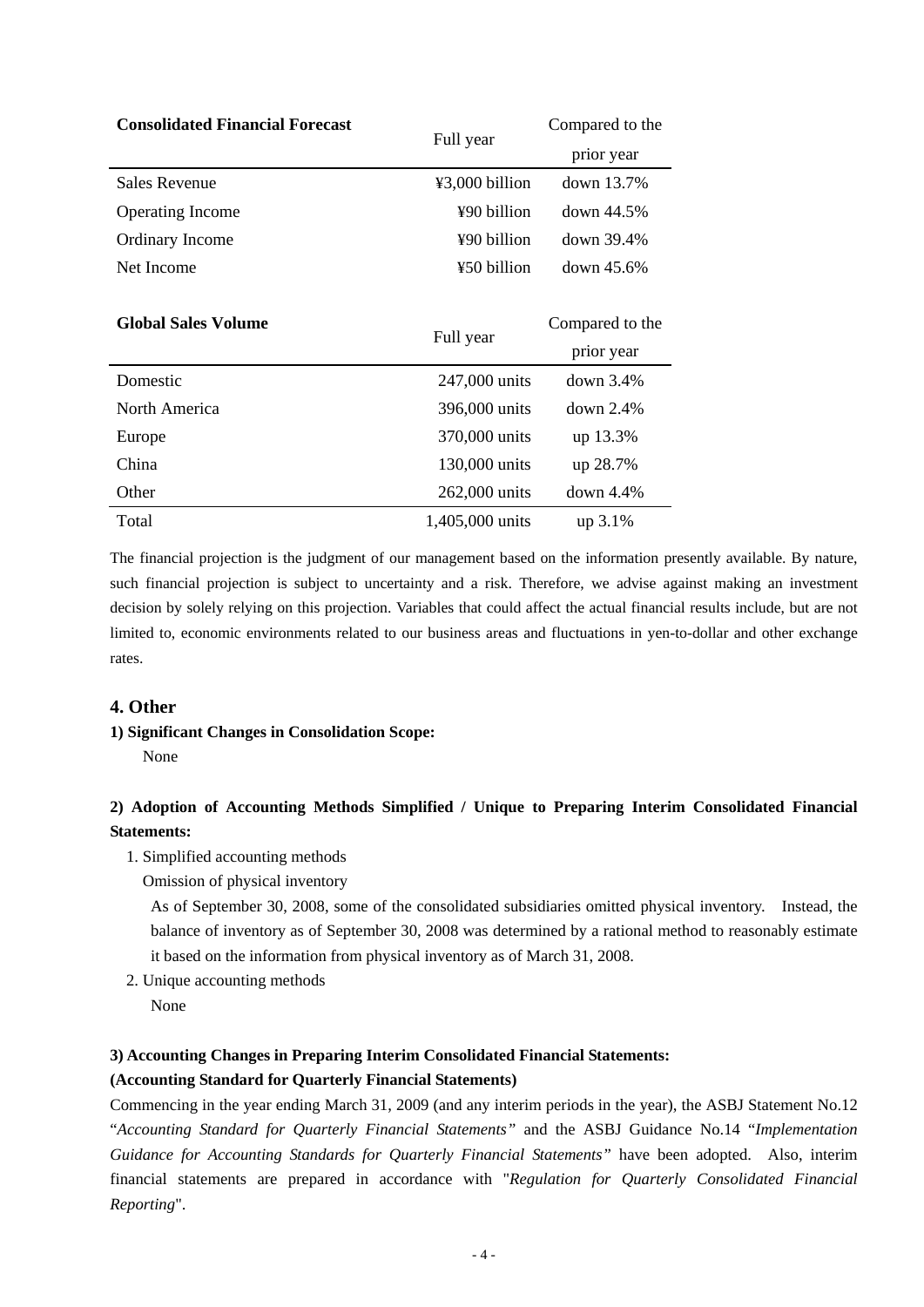| Consolidated Financial Forecast | Full year | Compared to the prior year |
|---|---|---|
| Sales Revenue | ¥3,000 billion | down 13.7% |
| Operating Income | ¥90 billion | down 44.5% |
| Ordinary Income | ¥90 billion | down 39.4% |
| Net Income | ¥50 billion | down 45.6% |

| Global Sales Volume | Full year | Compared to the prior year |
|---|---|---|
| Domestic | 247,000 units | down 3.4% |
| North America | 396,000 units | down 2.4% |
| Europe | 370,000 units | up 13.3% |
| China | 130,000 units | up 28.7% |
| Other | 262,000 units | down 4.4% |
| Total | 1,405,000 units | up 3.1% |

The financial projection is the judgment of our management based on the information presently available. By nature, such financial projection is subject to uncertainty and a risk. Therefore, we advise against making an investment decision by solely relying on this projection. Variables that could affect the actual financial results include, but are not limited to, economic environments related to our business areas and fluctuations in yen-to-dollar and other exchange rates.

## 4. Other

**1) Significant Changes in Consolidation Scope:**

None

**2) Adoption of Accounting Methods Simplified / Unique to Preparing Interim Consolidated Financial Statements:**

1. Simplified accounting methods

   Omission of physical inventory

   As of September 30, 2008, some of the consolidated subsidiaries omitted physical inventory. Instead, the balance of inventory as of September 30, 2008 was determined by a rational method to reasonably estimate it based on the information from physical inventory as of March 31, 2008.

2. Unique accounting methods

   None

**3) Accounting Changes in Preparing Interim Consolidated Financial Statements:**

**(Accounting Standard for Quarterly Financial Statements)**

Commencing in the year ending March 31, 2009 (and any interim periods in the year), the ASBJ Statement No.12 "*Accounting Standard for Quarterly Financial Statements*" and the ASBJ Guidance No.14 "*Implementation Guidance for Accounting Standards for Quarterly Financial Statements*" have been adopted. Also, interim financial statements are prepared in accordance with "*Regulation for Quarterly Consolidated Financial Reporting*".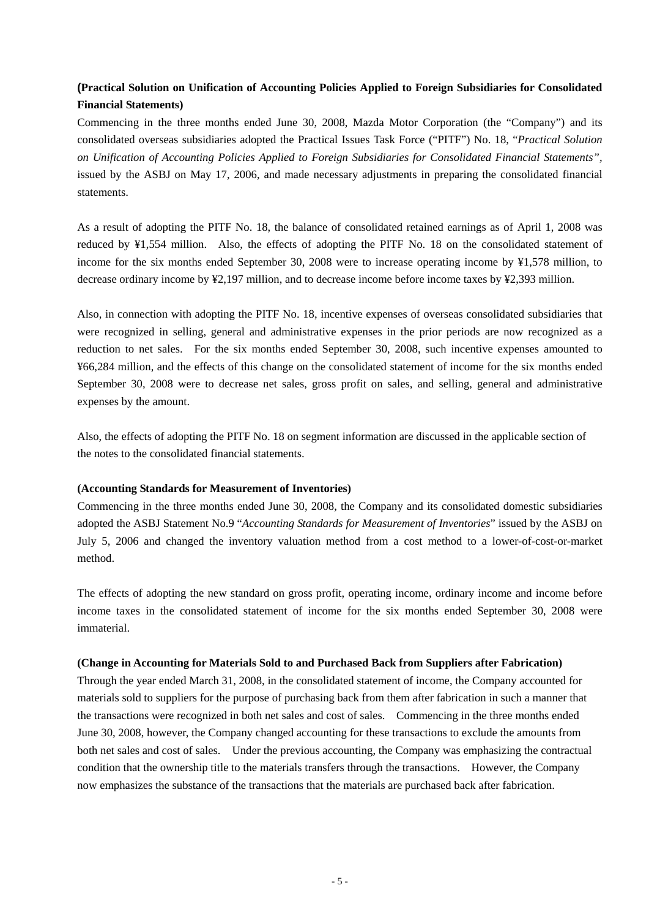**(Practical Solution on Unification of Accounting Policies Applied to Foreign Subsidiaries for Consolidated Financial Statements)**

Commencing in the three months ended June 30, 2008, Mazda Motor Corporation (the "Company") and its consolidated overseas subsidiaries adopted the Practical Issues Task Force ("PITF") No. 18, "*Practical Solution on Unification of Accounting Policies Applied to Foreign Subsidiaries for Consolidated Financial Statements"*, issued by the ASBJ on May 17, 2006, and made necessary adjustments in preparing the consolidated financial statements.

As a result of adopting the PITF No. 18, the balance of consolidated retained earnings as of April 1, 2008 was reduced by ¥1,554 million. Also, the effects of adopting the PITF No. 18 on the consolidated statement of income for the six months ended September 30, 2008 were to increase operating income by ¥1,578 million, to decrease ordinary income by ¥2,197 million, and to decrease income before income taxes by ¥2,393 million.

Also, in connection with adopting the PITF No. 18, incentive expenses of overseas consolidated subsidiaries that were recognized in selling, general and administrative expenses in the prior periods are now recognized as a reduction to net sales. For the six months ended September 30, 2008, such incentive expenses amounted to ¥66,284 million, and the effects of this change on the consolidated statement of income for the six months ended September 30, 2008 were to decrease net sales, gross profit on sales, and selling, general and administrative expenses by the amount.

Also, the effects of adopting the PITF No. 18 on segment information are discussed in the applicable section of the notes to the consolidated financial statements.

**(Accounting Standards for Measurement of Inventories)**

Commencing in the three months ended June 30, 2008, the Company and its consolidated domestic subsidiaries adopted the ASBJ Statement No.9 "*Accounting Standards for Measurement of Inventories*" issued by the ASBJ on July 5, 2006 and changed the inventory valuation method from a cost method to a lower-of-cost-or-market method.

The effects of adopting the new standard on gross profit, operating income, ordinary income and income before income taxes in the consolidated statement of income for the six months ended September 30, 2008 were immaterial.

**(Change in Accounting for Materials Sold to and Purchased Back from Suppliers after Fabrication)**

Through the year ended March 31, 2008, in the consolidated statement of income, the Company accounted for materials sold to suppliers for the purpose of purchasing back from them after fabrication in such a manner that the transactions were recognized in both net sales and cost of sales. Commencing in the three months ended June 30, 2008, however, the Company changed accounting for these transactions to exclude the amounts from both net sales and cost of sales. Under the previous accounting, the Company was emphasizing the contractual condition that the ownership title to the materials transfers through the transactions. However, the Company now emphasizes the substance of the transactions that the materials are purchased back after fabrication.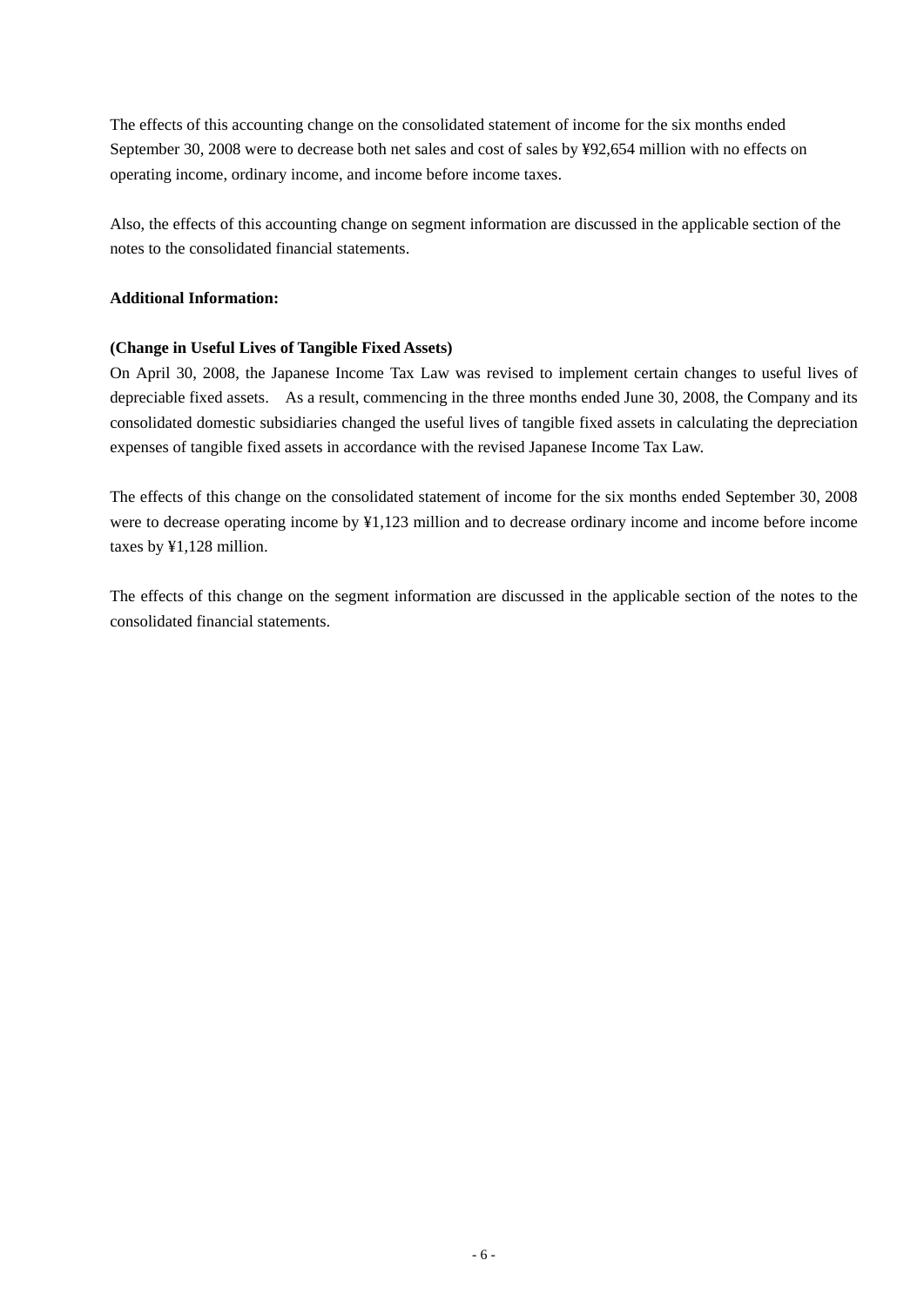The effects of this accounting change on the consolidated statement of income for the six months ended September 30, 2008 were to decrease both net sales and cost of sales by ¥92,654 million with no effects on operating income, ordinary income, and income before income taxes.

Also, the effects of this accounting change on segment information are discussed in the applicable section of the notes to the consolidated financial statements.

**Additional Information:**

**(Change in Useful Lives of Tangible Fixed Assets)**

On April 30, 2008, the Japanese Income Tax Law was revised to implement certain changes to useful lives of depreciable fixed assets. As a result, commencing in the three months ended June 30, 2008, the Company and its consolidated domestic subsidiaries changed the useful lives of tangible fixed assets in calculating the depreciation expenses of tangible fixed assets in accordance with the revised Japanese Income Tax Law.

The effects of this change on the consolidated statement of income for the six months ended September 30, 2008 were to decrease operating income by ¥1,123 million and to decrease ordinary income and income before income taxes by ¥1,128 million.

The effects of this change on the segment information are discussed in the applicable section of the notes to the consolidated financial statements.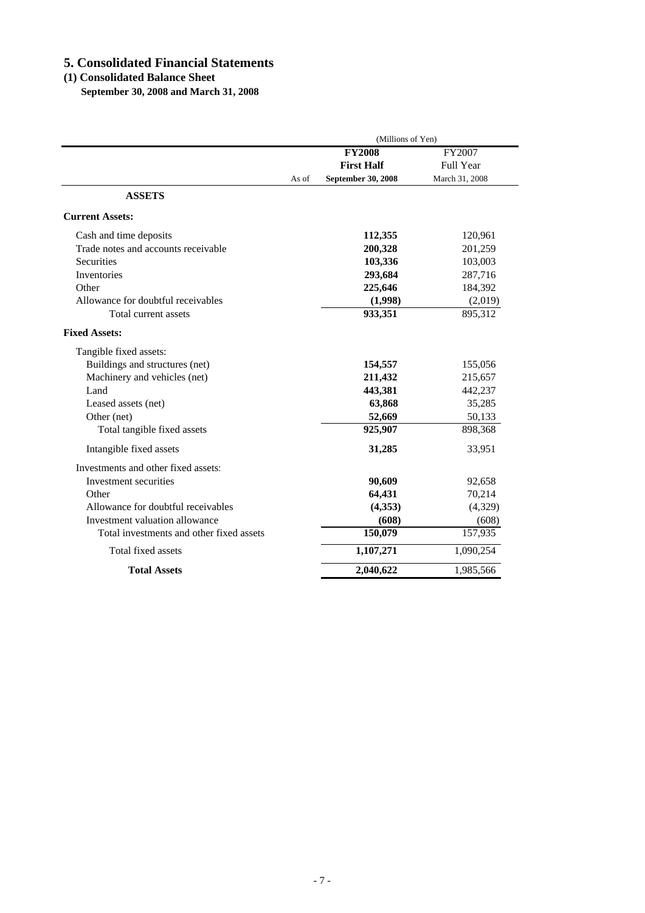# 5. Consolidated Financial Statements

## (1) Consolidated Balance Sheet

**September 30, 2008 and March 31, 2008**

| | | (Millions of Yen) | |
|---|---|---|---|
| | | **FY2008** | FY2007 |
| | | **First Half** | Full Year |
| | As of | **September 30, 2008** | March 31, 2008 |
| **ASSETS** | | | |
| **Current Assets:** | | | |
| Cash and time deposits | | **112,355** | 120,961 |
| Trade notes and accounts receivable | | **200,328** | 201,259 |
| Securities | | **103,336** | 103,003 |
| Inventories | | **293,684** | 287,716 |
| Other | | **225,646** | 184,392 |
| Allowance for doubtful receivables | | **(1,998)** | (2,019) |
| Total current assets | | **933,351** | 895,312 |
| **Fixed Assets:** | | | |
| Tangible fixed assets: | | | |
| Buildings and structures (net) | | **154,557** | 155,056 |
| Machinery and vehicles (net) | | **211,432** | 215,657 |
| Land | | **443,381** | 442,237 |
| Leased assets (net) | | **63,868** | 35,285 |
| Other (net) | | **52,669** | 50,133 |
| Total tangible fixed assets | | **925,907** | 898,368 |
| Intangible fixed assets | | **31,285** | 33,951 |
| Investments and other fixed assets: | | | |
| Investment securities | | **90,609** | 92,658 |
| Other | | **64,431** | 70,214 |
| Allowance for doubtful receivables | | **(4,353)** | (4,329) |
| Investment valuation allowance | | **(608)** | (608) |
| Total investments and other fixed assets | | **150,079** | 157,935 |
| Total fixed assets | | **1,107,271** | 1,090,254 |
| **Total Assets** | | **2,040,622** | 1,985,566 |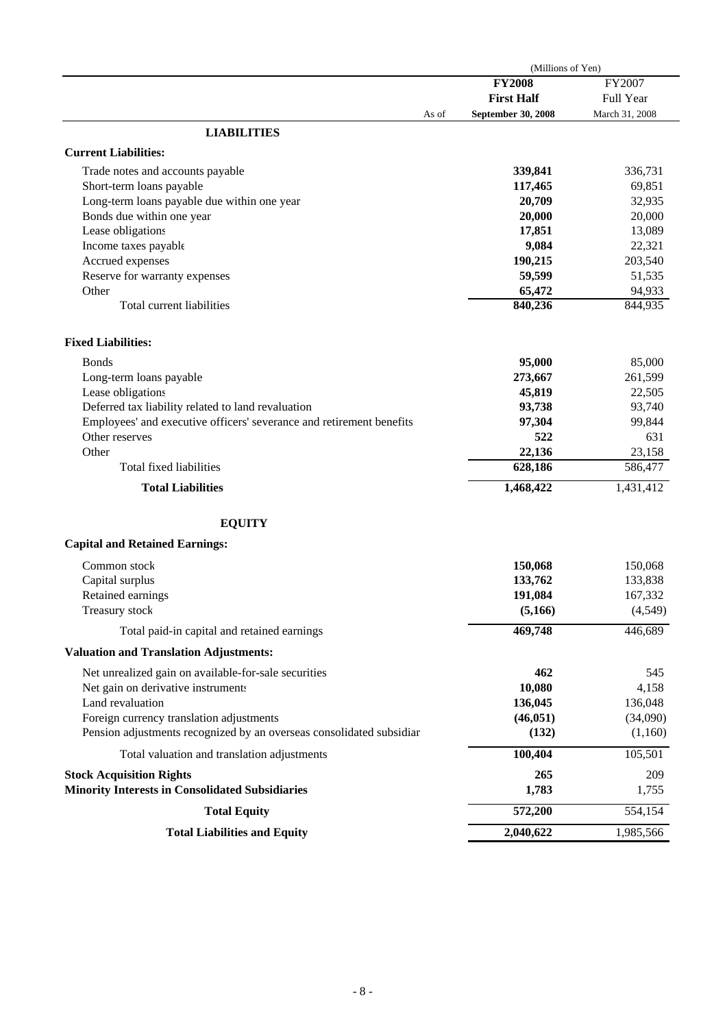| | | (Millions of Yen) | |
|---|---|---|---|
| | | **FY2008** | FY2007 |
| | | **First Half** | Full Year |
| | As of | **September 30, 2008** | March 31, 2008 |
| **LIABILITIES** | | | |
| **Current Liabilities:** | | | |
| Trade notes and accounts payable | | **339,841** | 336,731 |
| Short-term loans payable | | **117,465** | 69,851 |
| Long-term loans payable due within one year | | **20,709** | 32,935 |
| Bonds due within one year | | **20,000** | 20,000 |
| Lease obligations | | **17,851** | 13,089 |
| Income taxes payable | | **9,084** | 22,321 |
| Accrued expenses | | **190,215** | 203,540 |
| Reserve for warranty expenses | | **59,599** | 51,535 |
| Other | | **65,472** | 94,933 |
| Total current liabilities | | **840,236** | 844,935 |
| **Fixed Liabilities:** | | | |
| Bonds | | **95,000** | 85,000 |
| Long-term loans payable | | **273,667** | 261,599 |
| Lease obligations | | **45,819** | 22,505 |
| Deferred tax liability related to land revaluation | | **93,738** | 93,740 |
| Employees' and executive officers' severance and retirement benefits | | **97,304** | 99,844 |
| Other reserves | | **522** | 631 |
| Other | | **22,136** | 23,158 |
| Total fixed liabilities | | **628,186** | 586,477 |
| **Total Liabilities** | | **1,468,422** | 1,431,412 |
| **EQUITY** | | | |
| **Capital and Retained Earnings:** | | | |
| Common stock | | **150,068** | 150,068 |
| Capital surplus | | **133,762** | 133,838 |
| Retained earnings | | **191,084** | 167,332 |
| Treasury stock | | **(5,166)** | (4,549) |
| Total paid-in capital and retained earnings | | **469,748** | 446,689 |
| **Valuation and Translation Adjustments:** | | | |
| Net unrealized gain on available-for-sale securities | | **462** | 545 |
| Net gain on derivative instruments | | **10,080** | 4,158 |
| Land revaluation | | **136,045** | 136,048 |
| Foreign currency translation adjustments | | **(46,051)** | (34,090) |
| Pension adjustments recognized by an overseas consolidated subsidiary | | **(132)** | (1,160) |
| Total valuation and translation adjustments | | **100,404** | 105,501 |
| **Stock Acquisition Rights** | | **265** | 209 |
| **Minority Interests in Consolidated Subsidiaries** | | **1,783** | 1,755 |
| **Total Equity** | | **572,200** | 554,154 |
| **Total Liabilities and Equity** | | **2,040,622** | 1,985,566 |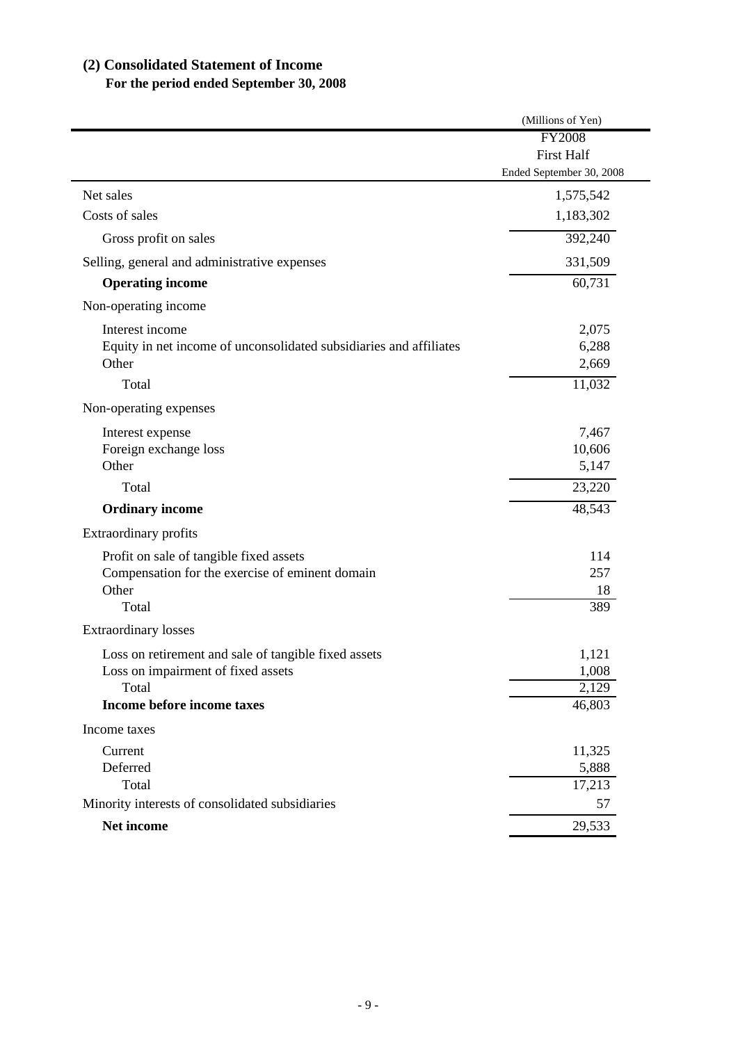## (2) Consolidated Statement of Income

### For the period ended September 30, 2008

| | (Millions of Yen) |
|---|---|
| | FY2008<br>First Half<br>Ended September 30, 2008 |
| Net sales | 1,575,542 |
| Costs of sales | 1,183,302 |
| Gross profit on sales | 392,240 |
| Selling, general and administrative expenses | 331,509 |
| **Operating income** | 60,731 |
| Non-operating income | |
| Interest income | 2,075 |
| Equity in net income of unconsolidated subsidiaries and affiliates | 6,288 |
| Other | 2,669 |
| Total | 11,032 |
| Non-operating expenses | |
| Interest expense | 7,467 |
| Foreign exchange loss | 10,606 |
| Other | 5,147 |
| Total | 23,220 |
| **Ordinary income** | 48,543 |
| Extraordinary profits | |
| Profit on sale of tangible fixed assets | 114 |
| Compensation for the exercise of eminent domain | 257 |
| Other | 18 |
| Total | 389 |
| Extraordinary losses | |
| Loss on retirement and sale of tangible fixed assets | 1,121 |
| Loss on impairment of fixed assets | 1,008 |
| Total | 2,129 |
| **Income before income taxes** | 46,803 |
| Income taxes | |
| Current | 11,325 |
| Deferred | 5,888 |
| Total | 17,213 |
| Minority interests of consolidated subsidiaries | 57 |
| **Net income** | 29,533 |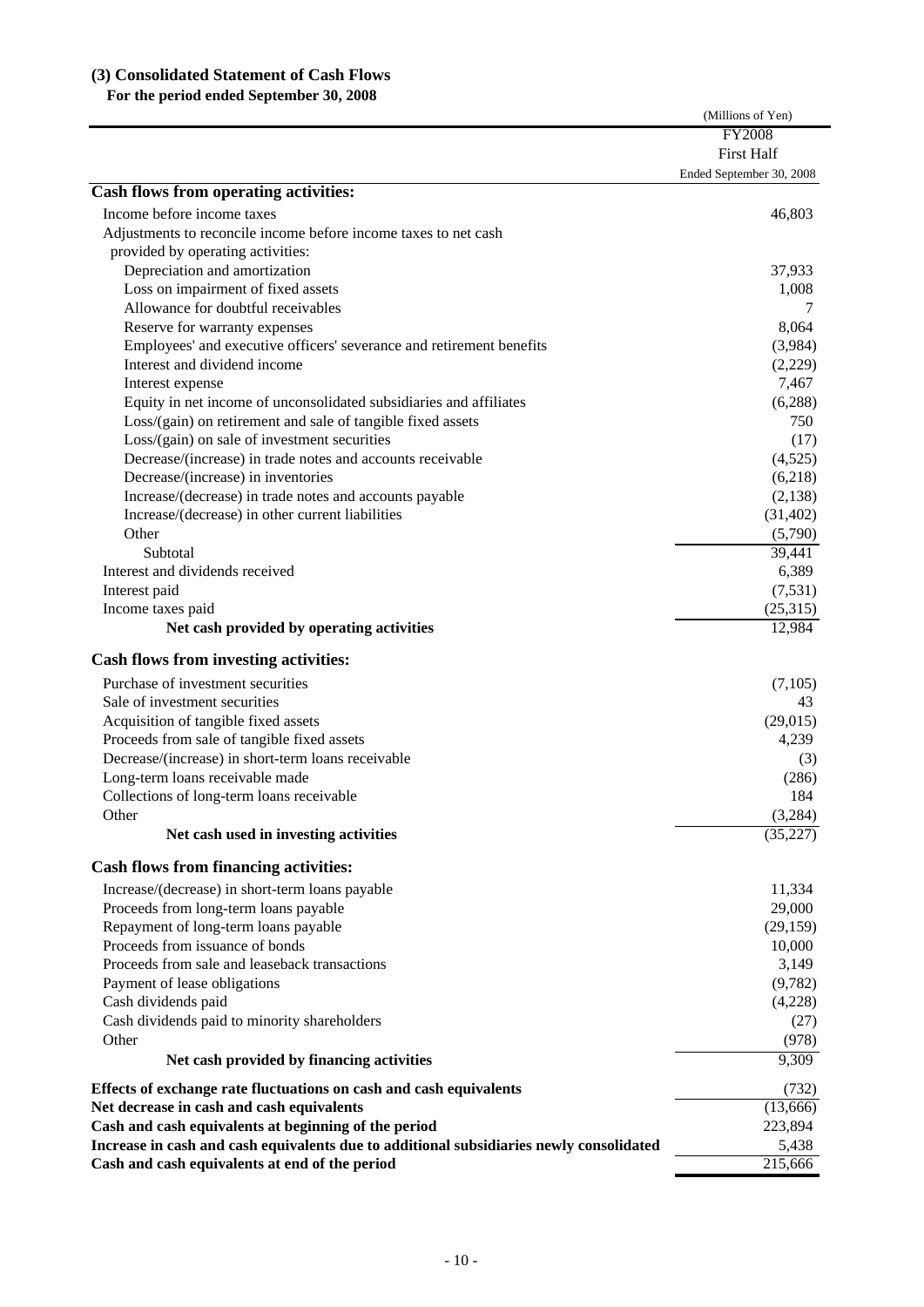## (3) Consolidated Statement of Cash Flows

**For the period ended September 30, 2008**

| | (Millions of Yen) |
|---|---|
| | FY2008<br>First Half<br>Ended September 30, 2008 |
| **Cash flows from operating activities:** | |
| Income before income taxes | 46,803 |
| Adjustments to reconcile income before income taxes to net cash provided by operating activities: | |
| Depreciation and amortization | 37,933 |
| Loss on impairment of fixed assets | 1,008 |
| Allowance for doubtful receivables | 7 |
| Reserve for warranty expenses | 8,064 |
| Employees' and executive officers' severance and retirement benefits | (3,984) |
| Interest and dividend income | (2,229) |
| Interest expense | 7,467 |
| Equity in net income of unconsolidated subsidiaries and affiliates | (6,288) |
| Loss/(gain) on retirement and sale of tangible fixed assets | 750 |
| Loss/(gain) on sale of investment securities | (17) |
| Decrease/(increase) in trade notes and accounts receivable | (4,525) |
| Decrease/(increase) in inventories | (6,218) |
| Increase/(decrease) in trade notes and accounts payable | (2,138) |
| Increase/(decrease) in other current liabilities | (31,402) |
| Other | (5,790) |
| Subtotal | 39,441 |
| Interest and dividends received | 6,389 |
| Interest paid | (7,531) |
| Income taxes paid | (25,315) |
| **Net cash provided by operating activities** | 12,984 |
| **Cash flows from investing activities:** | |
| Purchase of investment securities | (7,105) |
| Sale of investment securities | 43 |
| Acquisition of tangible fixed assets | (29,015) |
| Proceeds from sale of tangible fixed assets | 4,239 |
| Decrease/(increase) in short-term loans receivable | (3) |
| Long-term loans receivable made | (286) |
| Collections of long-term loans receivable | 184 |
| Other | (3,284) |
| **Net cash used in investing activities** | (35,227) |
| **Cash flows from financing activities:** | |
| Increase/(decrease) in short-term loans payable | 11,334 |
| Proceeds from long-term loans payable | 29,000 |
| Repayment of long-term loans payable | (29,159) |
| Proceeds from issuance of bonds | 10,000 |
| Proceeds from sale and leaseback transactions | 3,149 |
| Payment of lease obligations | (9,782) |
| Cash dividends paid | (4,228) |
| Cash dividends paid to minority shareholders | (27) |
| Other | (978) |
| **Net cash provided by financing activities** | 9,309 |
| **Effects of exchange rate fluctuations on cash and cash equivalents** | (732) |
| **Net decrease in cash and cash equivalents** | (13,666) |
| **Cash and cash equivalents at beginning of the period** | 223,894 |
| **Increase in cash and cash equivalents due to additional subsidiaries newly consolidated** | 5,438 |
| **Cash and cash equivalents at end of the period** | 215,666 |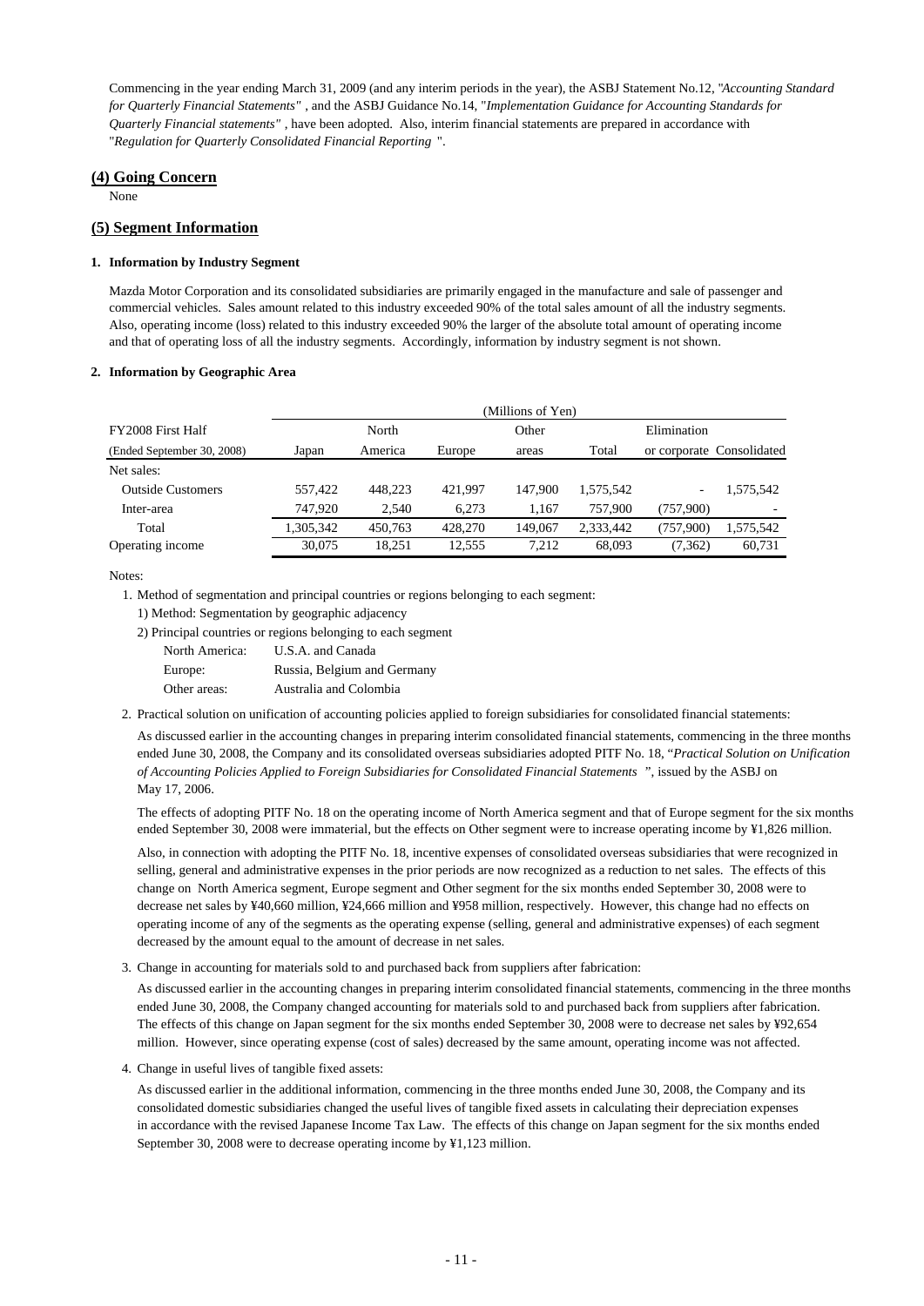Commencing in the year ending March 31, 2009 (and any interim periods in the year), the ASBJ Statement No.12, "*Accounting Standard for Quarterly Financial Statements*" , and the ASBJ Guidance No.14, "*Implementation Guidance for Accounting Standards for Quarterly Financial statements*" , have been adopted. Also, interim financial statements are prepared in accordance with "*Regulation for Quarterly Consolidated Financial Reporting* ".

## (4) Going Concern

None

## (5) Segment Information

### 1. Information by Industry Segment

Mazda Motor Corporation and its consolidated subsidiaries are primarily engaged in the manufacture and sale of passenger and commercial vehicles. Sales amount related to this industry exceeded 90% of the total sales amount of all the industry segments. Also, operating income (loss) related to this industry exceeded 90% the larger of the absolute total amount of operating income and that of operating loss of all the industry segments. Accordingly, information by industry segment is not shown.

### 2. Information by Geographic Area

| FY2008 First Half (Ended September 30, 2008) | Japan | North America | Europe | Other areas | Total | Elimination or corporate | Consolidated |
|---|---|---|---|---|---|---|---|
| | (Millions of Yen) | | | | | | |
| Net sales: | | | | | | | |
| Outside Customers | 557,422 | 448,223 | 421,997 | 147,900 | 1,575,542 | - | 1,575,542 |
| Inter-area | 747,920 | 2,540 | 6,273 | 1,167 | 757,900 | (757,900) | - |
| Total | 1,305,342 | 450,763 | 428,270 | 149,067 | 2,333,442 | (757,900) | 1,575,542 |
| Operating income | 30,075 | 18,251 | 12,555 | 7,212 | 68,093 | (7,362) | 60,731 |

Notes:

1. Method of segmentation and principal countries or regions belonging to each segment:
   1) Method: Segmentation by geographic adjacency
   2) Principal countries or regions belonging to each segment
      - North America: U.S.A. and Canada
      - Europe: Russia, Belgium and Germany
      - Other areas: Australia and Colombia

2. Practical solution on unification of accounting policies applied to foreign subsidiaries for consolidated financial statements:

   As discussed earlier in the accounting changes in preparing interim consolidated financial statements, commencing in the three months ended June 30, 2008, the Company and its consolidated overseas subsidiaries adopted PITF No. 18, "*Practical Solution on Unification of Accounting Policies Applied to Foreign Subsidiaries for Consolidated Financial Statements* ", issued by the ASBJ on May 17, 2006.

   The effects of adopting PITF No. 18 on the operating income of North America segment and that of Europe segment for the six months ended September 30, 2008 were immaterial, but the effects on Other segment were to increase operating income by ¥1,826 million.

   Also, in connection with adopting the PITF No. 18, incentive expenses of consolidated overseas subsidiaries that were recognized in selling, general and administrative expenses in the prior periods are now recognized as a reduction to net sales. The effects of this change on North America segment, Europe segment and Other segment for the six months ended September 30, 2008 were to decrease net sales by ¥40,660 million, ¥24,666 million and ¥958 million, respectively. However, this change had no effects on operating income of any of the segments as the operating expense (selling, general and administrative expenses) of each segment decreased by the amount equal to the amount of decrease in net sales.

3. Change in accounting for materials sold to and purchased back from suppliers after fabrication:

   As discussed earlier in the accounting changes in preparing interim consolidated financial statements, commencing in the three months ended June 30, 2008, the Company changed accounting for materials sold to and purchased back from suppliers after fabrication. The effects of this change on Japan segment for the six months ended September 30, 2008 were to decrease net sales by ¥92,654 million. However, since operating expense (cost of sales) decreased by the same amount, operating income was not affected.

4. Change in useful lives of tangible fixed assets:

   As discussed earlier in the additional information, commencing in the three months ended June 30, 2008, the Company and its consolidated domestic subsidiaries changed the useful lives of tangible fixed assets in calculating their depreciation expenses in accordance with the revised Japanese Income Tax Law. The effects of this change on Japan segment for the six months ended September 30, 2008 were to decrease operating income by ¥1,123 million.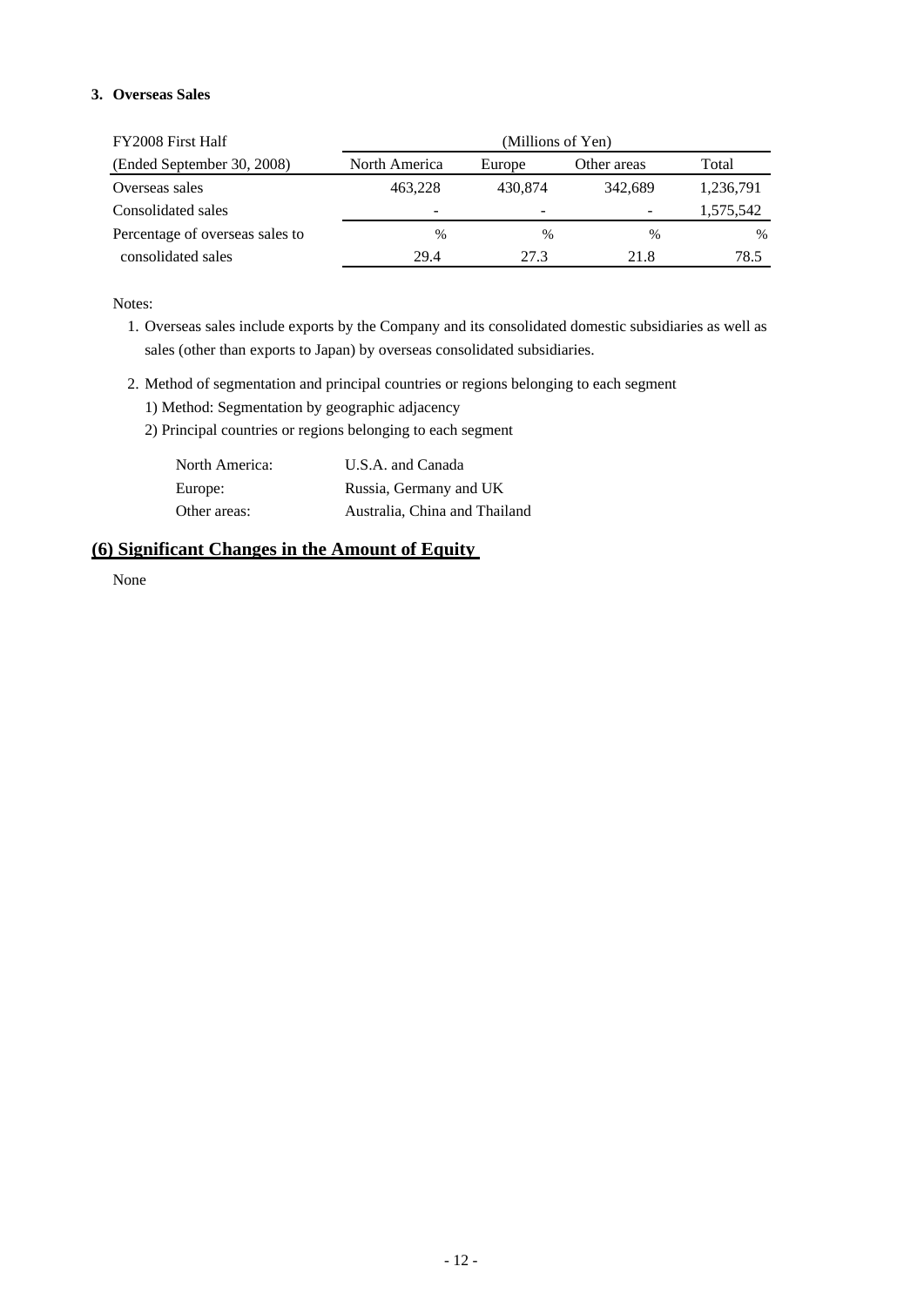**3. Overseas Sales**

| FY2008 First Half | (Millions of Yen) | | | |
|---|---|---|---|---|
| (Ended September 30, 2008) | North America | Europe | Other areas | Total |
| Overseas sales | 463,228 | 430,874 | 342,689 | 1,236,791 |
| Consolidated sales | - | - | - | 1,575,542 |
| Percentage of overseas sales to consolidated sales | % 29.4 | % 27.3 | % 21.8 | % 78.5 |

Notes:

1. Overseas sales include exports by the Company and its consolidated domestic subsidiaries as well as sales (other than exports to Japan) by overseas consolidated subsidiaries.

2. Method of segmentation and principal countries or regions belonging to each segment
   1) Method: Segmentation by geographic adjacency
   2) Principal countries or regions belonging to each segment

| | |
|---|---|
| North America: | U.S.A. and Canada |
| Europe: | Russia, Germany and UK |
| Other areas: | Australia, China and Thailand |

## (6) Significant Changes in the Amount of Equity

None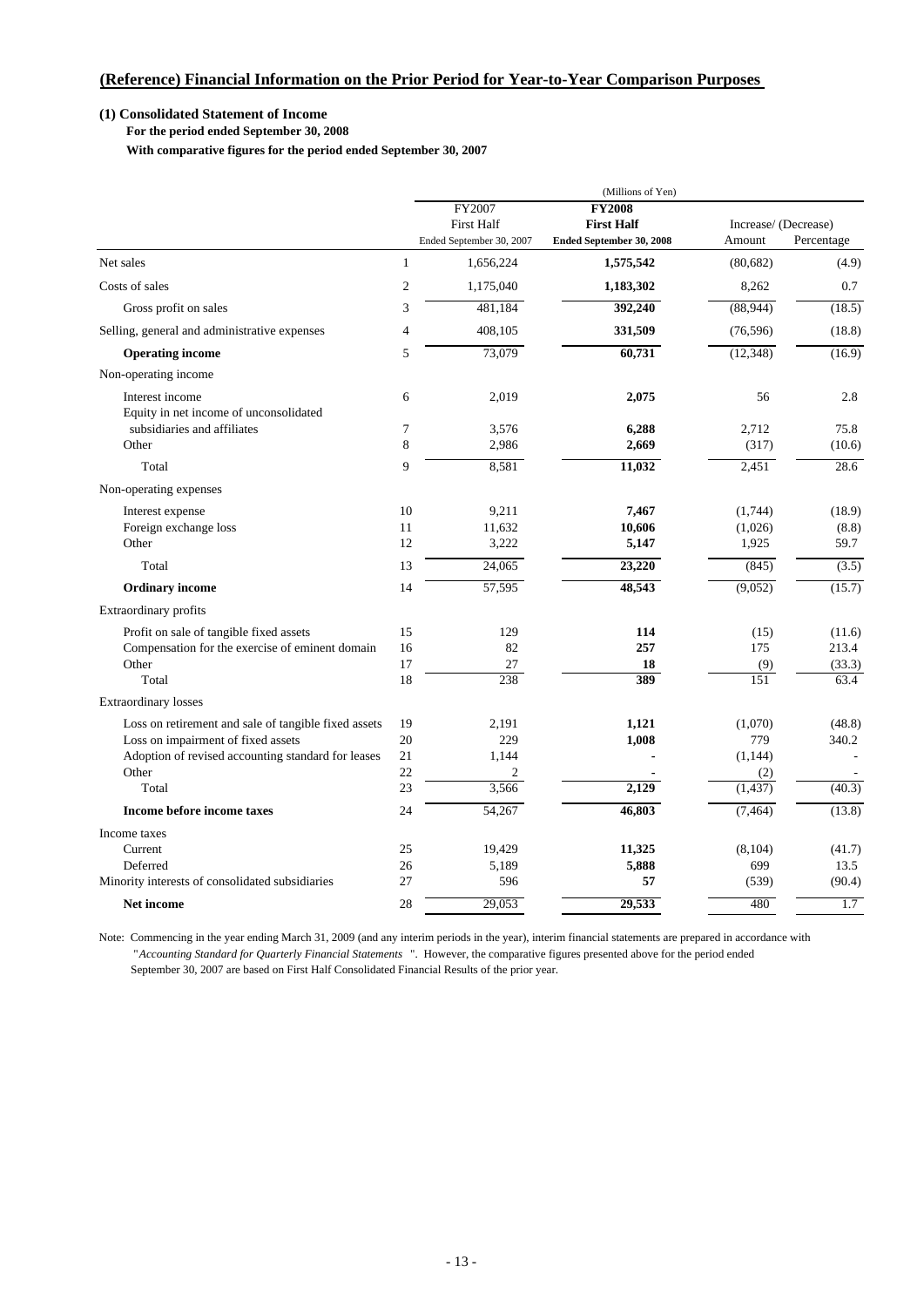## (Reference) Financial Information on the Prior Period for Year-to-Year Comparison Purposes

### (1) Consolidated Statement of Income

**For the period ended September 30, 2008**

**With comparative figures for the period ended September 30, 2007**

(Millions of Yen)

| | | FY2007 First Half Ended September 30, 2007 | **FY2008 First Half Ended September 30, 2008** | Increase/ (Decrease) Amount | Increase/ (Decrease) Percentage |
|---|---|---|---|---|---|
| Net sales | 1 | 1,656,224 | **1,575,542** | (80,682) | (4.9) |
| Costs of sales | 2 | 1,175,040 | **1,183,302** | 8,262 | 0.7 |
| Gross profit on sales | 3 | 481,184 | **392,240** | (88,944) | (18.5) |
| Selling, general and administrative expenses | 4 | 408,105 | **331,509** | (76,596) | (18.8) |
| **Operating income** | 5 | 73,079 | **60,731** | (12,348) | (16.9) |
| Non-operating income | | | | | |
| Interest income | 6 | 2,019 | **2,075** | 56 | 2.8 |
| Equity in net income of unconsolidated subsidiaries and affiliates | 7 | 3,576 | **6,288** | 2,712 | 75.8 |
| Other | 8 | 2,986 | **2,669** | (317) | (10.6) |
| Total | 9 | 8,581 | **11,032** | 2,451 | 28.6 |
| Non-operating expenses | | | | | |
| Interest expense | 10 | 9,211 | **7,467** | (1,744) | (18.9) |
| Foreign exchange loss | 11 | 11,632 | **10,606** | (1,026) | (8.8) |
| Other | 12 | 3,222 | **5,147** | 1,925 | 59.7 |
| Total | 13 | 24,065 | **23,220** | (845) | (3.5) |
| **Ordinary income** | 14 | 57,595 | **48,543** | (9,052) | (15.7) |
| Extraordinary profits | | | | | |
| Profit on sale of tangible fixed assets | 15 | 129 | **114** | (15) | (11.6) |
| Compensation for the exercise of eminent domain | 16 | 82 | **257** | 175 | 213.4 |
| Other | 17 | 27 | **18** | (9) | (33.3) |
| Total | 18 | 238 | **389** | 151 | 63.4 |
| Extraordinary losses | | | | | |
| Loss on retirement and sale of tangible fixed assets | 19 | 2,191 | **1,121** | (1,070) | (48.8) |
| Loss on impairment of fixed assets | 20 | 229 | **1,008** | 779 | 340.2 |
| Adoption of revised accounting standard for leases | 21 | 1,144 | **-** | (1,144) | - |
| Other | 22 | 2 | **-** | (2) | - |
| Total | 23 | 3,566 | **2,129** | (1,437) | (40.3) |
| **Income before income taxes** | 24 | 54,267 | **46,803** | (7,464) | (13.8) |
| Income taxes | | | | | |
| Current | 25 | 19,429 | **11,325** | (8,104) | (41.7) |
| Deferred | 26 | 5,189 | **5,888** | 699 | 13.5 |
| Minority interests of consolidated subsidiaries | 27 | 596 | **57** | (539) | (90.4) |
| **Net income** | 28 | 29,053 | **29,533** | 480 | 1.7 |

Note: Commencing in the year ending March 31, 2009 (and any interim periods in the year), interim financial statements are prepared in accordance with "*Accounting Standard for Quarterly Financial Statements* ". However, the comparative figures presented above for the period ended September 30, 2007 are based on First Half Consolidated Financial Results of the prior year.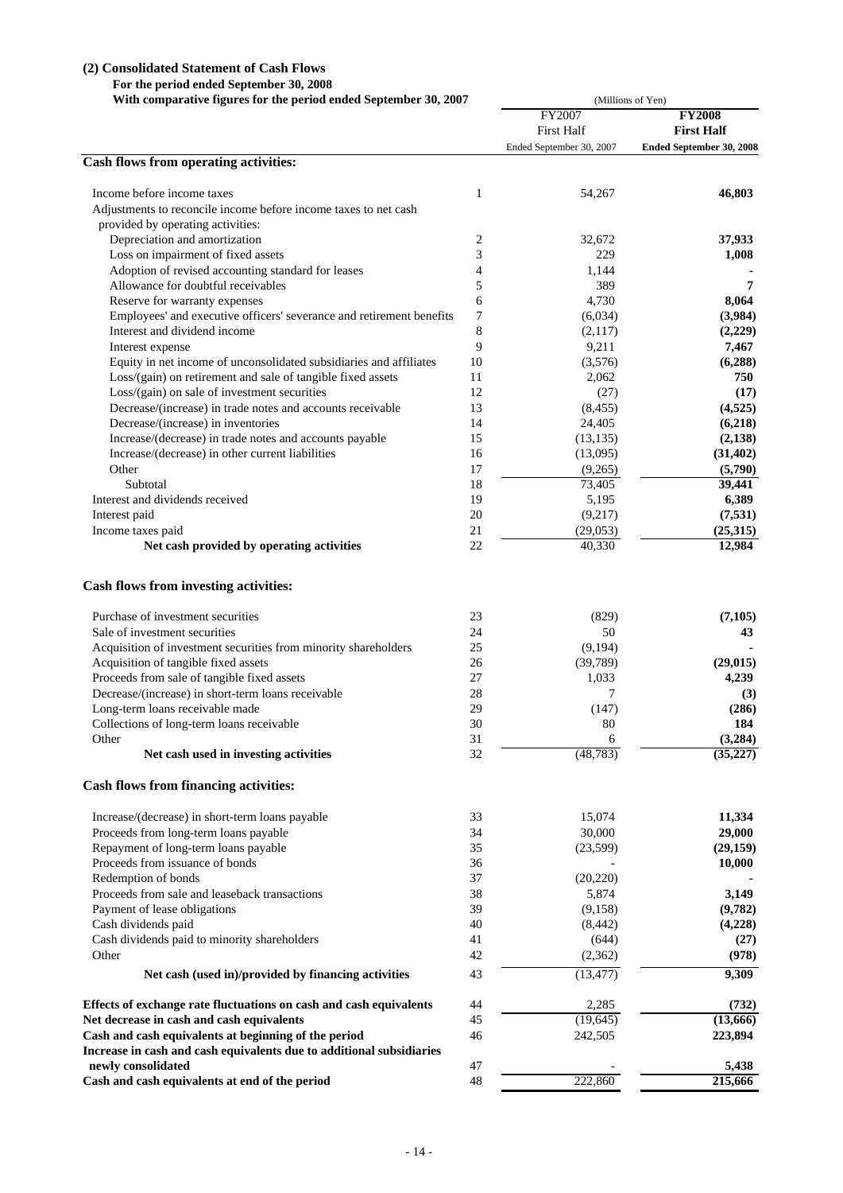### (2) Consolidated Statement of Cash Flows

**For the period ended September 30, 2008**

**With comparative figures for the period ended September 30, 2007**

| | | (Millions of Yen) | |
|---|---|---|---|
| | | FY2007 First Half Ended September 30, 2007 | **FY2008 First Half Ended September 30, 2008** |
| **Cash flows from operating activities:** | | | |
| Income before income taxes | 1 | 54,267 | **46,803** |
| Adjustments to reconcile income before income taxes to net cash provided by operating activities: | | | |
| Depreciation and amortization | 2 | 32,672 | **37,933** |
| Loss on impairment of fixed assets | 3 | 229 | **1,008** |
| Adoption of revised accounting standard for leases | 4 | 1,144 | **-** |
| Allowance for doubtful receivables | 5 | 389 | **7** |
| Reserve for warranty expenses | 6 | 4,730 | **8,064** |
| Employees' and executive officers' severance and retirement benefits | 7 | (6,034) | **(3,984)** |
| Interest and dividend income | 8 | (2,117) | **(2,229)** |
| Interest expense | 9 | 9,211 | **7,467** |
| Equity in net income of unconsolidated subsidiaries and affiliates | 10 | (3,576) | **(6,288)** |
| Loss/(gain) on retirement and sale of tangible fixed assets | 11 | 2,062 | **750** |
| Loss/(gain) on sale of investment securities | 12 | (27) | **(17)** |
| Decrease/(increase) in trade notes and accounts receivable | 13 | (8,455) | **(4,525)** |
| Decrease/(increase) in inventories | 14 | 24,405 | **(6,218)** |
| Increase/(decrease) in trade notes and accounts payable | 15 | (13,135) | **(2,138)** |
| Increase/(decrease) in other current liabilities | 16 | (13,095) | **(31,402)** |
| Other | 17 | (9,265) | **(5,790)** |
| Subtotal | 18 | 73,405 | **39,441** |
| Interest and dividends received | 19 | 5,195 | **6,389** |
| Interest paid | 20 | (9,217) | **(7,531)** |
| Income taxes paid | 21 | (29,053) | **(25,315)** |
| **Net cash provided by operating activities** | 22 | 40,330 | **12,984** |
| **Cash flows from investing activities:** | | | |
| Purchase of investment securities | 23 | (829) | **(7,105)** |
| Sale of investment securities | 24 | 50 | **43** |
| Acquisition of investment securities from minority shareholders | 25 | (9,194) | **-** |
| Acquisition of tangible fixed assets | 26 | (39,789) | **(29,015)** |
| Proceeds from sale of tangible fixed assets | 27 | 1,033 | **4,239** |
| Decrease/(increase) in short-term loans receivable | 28 | 7 | **(3)** |
| Long-term loans receivable made | 29 | (147) | **(286)** |
| Collections of long-term loans receivable | 30 | 80 | **184** |
| Other | 31 | 6 | **(3,284)** |
| **Net cash used in investing activities** | 32 | (48,783) | **(35,227)** |
| **Cash flows from financing activities:** | | | |
| Increase/(decrease) in short-term loans payable | 33 | 15,074 | **11,334** |
| Proceeds from long-term loans payable | 34 | 30,000 | **29,000** |
| Repayment of long-term loans payable | 35 | (23,599) | **(29,159)** |
| Proceeds from issuance of bonds | 36 | - | **10,000** |
| Redemption of bonds | 37 | (20,220) | **-** |
| Proceeds from sale and leaseback transactions | 38 | 5,874 | **3,149** |
| Payment of lease obligations | 39 | (9,158) | **(9,782)** |
| Cash dividends paid | 40 | (8,442) | **(4,228)** |
| Cash dividends paid to minority shareholders | 41 | (644) | **(27)** |
| Other | 42 | (2,362) | **(978)** |
| **Net cash (used in)/provided by financing activities** | 43 | (13,477) | **9,309** |
| **Effects of exchange rate fluctuations on cash and cash equivalents** | 44 | 2,285 | **(732)** |
| **Net decrease in cash and cash equivalents** | 45 | (19,645) | **(13,666)** |
| **Cash and cash equivalents at beginning of the period** | 46 | 242,505 | **223,894** |
| **Increase in cash and cash equivalents due to additional subsidiaries newly consolidated** | 47 | - | **5,438** |
| **Cash and cash equivalents at end of the period** | 48 | 222,860 | **215,666** |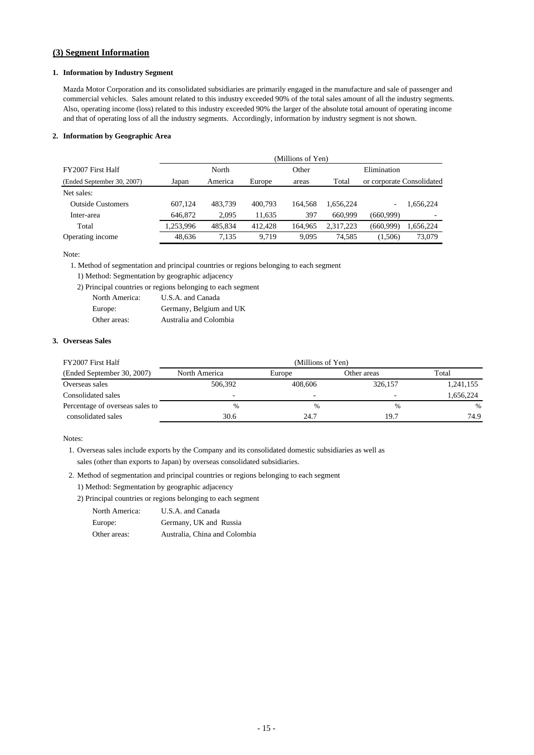## (3) Segment Information

### 1. Information by Industry Segment

Mazda Motor Corporation and its consolidated subsidiaries are primarily engaged in the manufacture and sale of passenger and commercial vehicles. Sales amount related to this industry exceeded 90% of the total sales amount of all the industry segments. Also, operating income (loss) related to this industry exceeded 90% the larger of the absolute total amount of operating income and that of operating loss of all the industry segments. Accordingly, information by industry segment is not shown.

### 2. Information by Geographic Area

| FY2007 First Half (Ended September 30, 2007) | (Millions of Yen) | | | | | | |
|---|---|---|---|---|---|---|---|
| | Japan | North America | Europe | Other areas | Total | Elimination or corporate | Consolidated |
| Net sales: | | | | | | | |
| Outside Customers | 607,124 | 483,739 | 400,793 | 164,568 | 1,656,224 | - | 1,656,224 |
| Inter-area | 646,872 | 2,095 | 11,635 | 397 | 660,999 | (660,999) | - |
| Total | 1,253,996 | 485,834 | 412,428 | 164,965 | 2,317,223 | (660,999) | 1,656,224 |
| Operating income | 48,636 | 7,135 | 9,719 | 9,095 | 74,585 | (1,506) | 73,079 |

Note:

1. Method of segmentation and principal countries or regions belonging to each segment
   1) Method: Segmentation by geographic adjacency
   2) Principal countries or regions belonging to each segment
      - North America: U.S.A. and Canada
      - Europe: Germany, Belgium and UK
      - Other areas: Australia and Colombia

### 3. Overseas Sales

| FY2007 First Half (Ended September 30, 2007) | (Millions of Yen) | | | |
|---|---|---|---|---|
| | North America | Europe | Other areas | Total |
| Overseas sales | 506,392 | 408,606 | 326,157 | 1,241,155 |
| Consolidated sales | - | - | - | 1,656,224 |
| Percentage of overseas sales to consolidated sales | % 30.6 | % 24.7 | % 19.7 | % 74.9 |

Notes:

1. Overseas sales include exports by the Company and its consolidated domestic subsidiaries as well as sales (other than exports to Japan) by overseas consolidated subsidiaries.
2. Method of segmentation and principal countries or regions belonging to each segment
   1) Method: Segmentation by geographic adjacency
   2) Principal countries or regions belonging to each segment
      - North America: U.S.A. and Canada
      - Europe: Germany, UK and Russia
      - Other areas: Australia, China and Colombia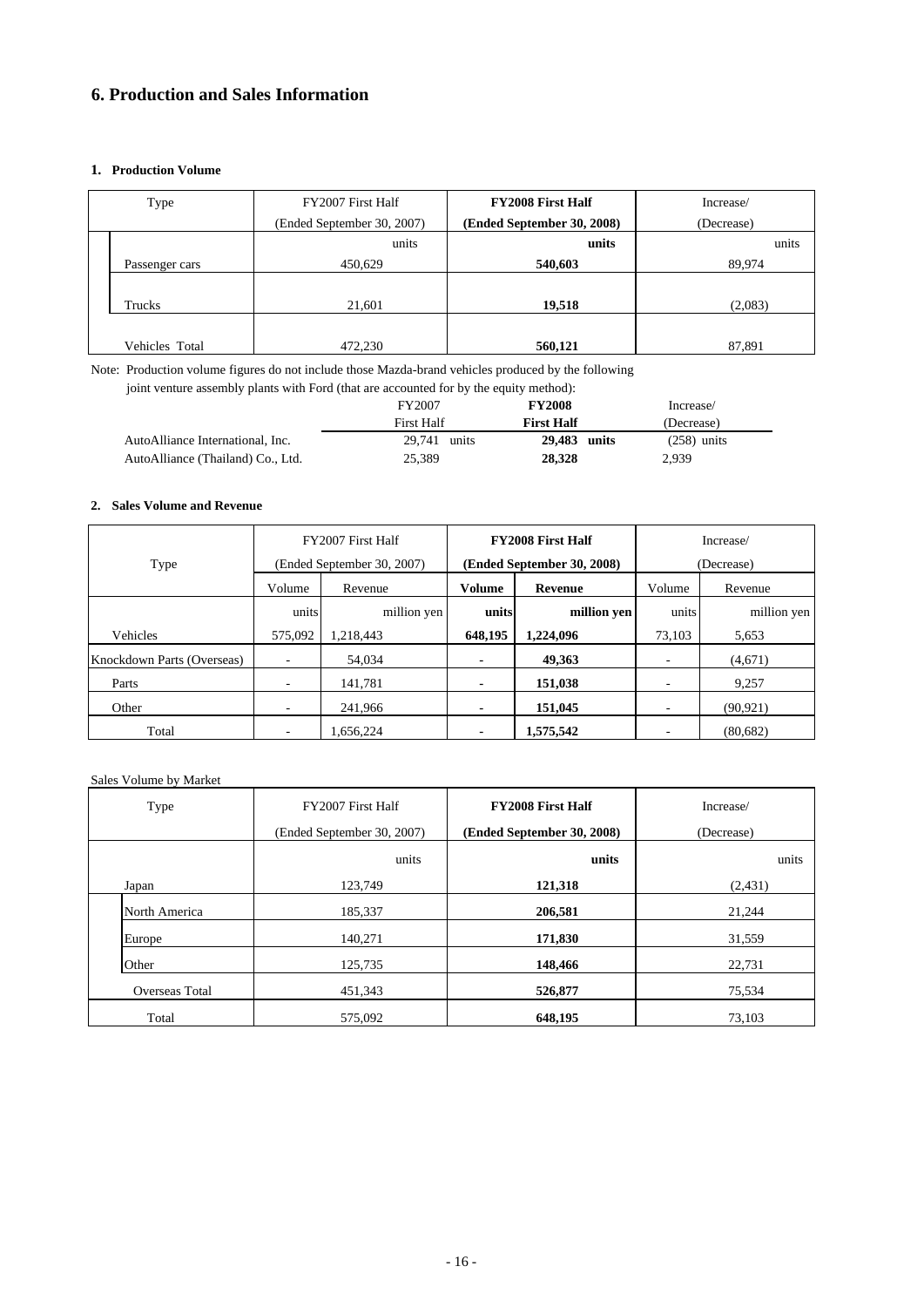# 6. Production and Sales Information

### 1. Production Volume

| Type | FY2007 First Half (Ended September 30, 2007) | **FY2008 First Half (Ended September 30, 2008)** | Increase/ (Decrease) |
|---|---|---|---|
| | units | **units** | units |
| Passenger cars | 450,629 | **540,603** | 89,974 |
| Trucks | 21,601 | **19,518** | (2,083) |
| Vehicles Total | 472,230 | **560,121** | 87,891 |

Note: Production volume figures do not include those Mazda-brand vehicles produced by the following joint venture assembly plants with Ford (that are accounted for by the equity method):

| | FY2007 First Half | **FY2008 First Half** | Increase/ (Decrease) |
|---|---|---|---|
| AutoAlliance International, Inc. | 29,741 units | **29,483 units** | (258) units |
| AutoAlliance (Thailand) Co., Ltd. | 25,389 | **28,328** | 2,939 |

### 2. Sales Volume and Revenue

| Type | FY2007 First Half (Ended September 30, 2007) | | **FY2008 First Half (Ended September 30, 2008)** | | Increase/ (Decrease) | |
|---|---|---|---|---|---|---|
| | Volume | Revenue | **Volume** | **Revenue** | Volume | Revenue |
| | units | million yen | **units** | **million yen** | units | million yen |
| Vehicles | 575,092 | 1,218,443 | **648,195** | **1,224,096** | 73,103 | 5,653 |
| Knockdown Parts (Overseas) | - | 54,034 | **-** | **49,363** | - | (4,671) |
| Parts | - | 141,781 | **-** | **151,038** | - | 9,257 |
| Other | - | 241,966 | **-** | **151,045** | - | (90,921) |
| Total | - | 1,656,224 | **-** | **1,575,542** | - | (80,682) |

Sales Volume by Market

| Type | FY2007 First Half (Ended September 30, 2007) | **FY2008 First Half (Ended September 30, 2008)** | Increase/ (Decrease) |
|---|---|---|---|
| | units | **units** | units |
| Japan | 123,749 | **121,318** | (2,431) |
| North America | 185,337 | **206,581** | 21,244 |
| Europe | 140,271 | **171,830** | 31,559 |
| Other | 125,735 | **148,466** | 22,731 |
| Overseas Total | 451,343 | **526,877** | 75,534 |
| Total | 575,092 | **648,195** | 73,103 |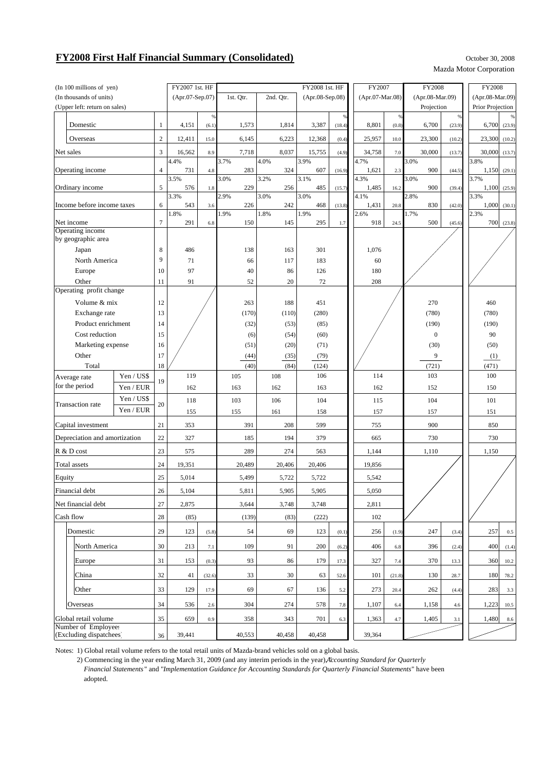# FY2008 First Half Financial Summary (Consolidated)

October 30, 2008
Mazda Motor Corporation

| (In 100 millions of yen) (In thousands of units) (Upper left: return on sales) | | | FY2007 1st. HF (Apr.07-Sep.07) | % | 1st. Qtr. | 2nd. Qtr. | FY2008 1st. HF (Apr.08-Sep.08) | % | FY2007 (Apr.07-Mar.08) | % | FY2008 (Apr.08-Mar.09) Projection | % | FY2008 (Apr.08-Mar.09) Prior Projection | % |
|---|---|---|---|---|---|---|---|---|---|---|---|---|---|---|
| Domestic | | 1 | 4,151 | (6.1) | 1,573 | 1,814 | 3,387 | (18.4) | 8,801 | (0.8) | 6,700 | (23.9) | 6,700 | (23.9) |
| Overseas | | 2 | 12,411 | 15.0 | 6,145 | 6,223 | 12,368 | (0.4) | 25,957 | 10.0 | 23,300 | (10.2) | 23,300 | (10.2) |
| Net sales | | 3 | 16,562 | 8.9 | 7,718 | 8,037 | 15,755 | (4.9) | 34,758 | 7.0 | 30,000 | (13.7) | 30,000 | (13.7) |
| Operating income | | 4 | 4.4% 731 | 4.8 | 3.7% 283 | 4.0% 324 | 3.9% 607 | (16.9) | 4.7% 1,621 | 2.3 | 3.0% 900 | (44.5) | 3.8% 1,150 | (29.1) |
| Ordinary income | | 5 | 3.5% 576 | 1.8 | 3.0% 229 | 3.2% 256 | 3.1% 485 | (15.7) | 4.3% 1,485 | 16.2 | 3.0% 900 | (39.4) | 3.7% 1,100 | (25.9) |
| Income before income taxes | | 6 | 3.3% 543 | 3.6 | 2.9% 226 | 3.0% 242 | 3.0% 468 | (13.8) | 4.1% 1,431 | 20.8 | 2.8% 830 | (42.0) | 3.3% 1,000 | (30.1) |
| Net income | | 7 | 1.8% 291 | 6.8 | 1.9% 150 | 1.8% 145 | 1.9% 295 | 1.7 | 2.6% 918 | 24.5 | 1.7% 500 | (45.6) | 2.3% 700 | (23.8) |
| Operating income by geographic area | | | | | | | | | | | | | | |
| Japan | | 8 | 486 | | 138 | 163 | 301 | | 1,076 | | | | | |
| North America | | 9 | 71 | | 66 | 117 | 183 | | 60 | | | | | |
| Europe | | 10 | 97 | | 40 | 86 | 126 | | 180 | | | | | |
| Other | | 11 | 91 | | 52 | 20 | 72 | | 208 | | | | | |
| Operating profit change | | | | | | | | | | | | | | |
| Volume & mix | | 12 | | | 263 | 188 | 451 | | | | 270 | | 460 | |
| Exchange rate | | 13 | | | (170) | (110) | (280) | | | | (780) | | (780) | |
| Product enrichment | | 14 | | | (32) | (53) | (85) | | | | (190) | | (190) | |
| Cost reduction | | 15 | | | (6) | (54) | (60) | | | | 0 | | 90 | |
| Marketing expense | | 16 | | | (51) | (20) | (71) | | | | (30) | | (50) | |
| Other | | 17 | | | (44) | (35) | (79) | | | | 9 | | (1) | |
| Total | | 18 | | | (40) | (84) | (124) | | | | (721) | | (471) | |
| Average rate for the period | Yen / US$ | 19 | 119 | | 105 | 108 | 106 | | 114 | | 103 | | 100 | |
| | Yen / EUR | | 162 | | 163 | 162 | 163 | | 162 | | 152 | | 150 | |
| Transaction rate | Yen / US$ | 20 | 118 | | 103 | 106 | 104 | | 115 | | 104 | | 101 | |
| | Yen / EUR | | 155 | | 155 | 161 | 158 | | 157 | | 157 | | 151 | |
| Capital investment | | 21 | 353 | | 391 | 208 | 599 | | 755 | | 900 | | 850 | |
| Depreciation and amortization | | 22 | 327 | | 185 | 194 | 379 | | 665 | | 730 | | 730 | |
| R & D cost | | 23 | 575 | | 289 | 274 | 563 | | 1,144 | | 1,110 | | 1,150 | |
| Total assets | | 24 | 19,351 | | 20,489 | 20,406 | 20,406 | | 19,856 | | | | | |
| Equity | | 25 | 5,014 | | 5,499 | 5,722 | 5,722 | | 5,542 | | | | | |
| Financial debt | | 26 | 5,104 | | 5,811 | 5,905 | 5,905 | | 5,050 | | | | | |
| Net financial debt | | 27 | 2,875 | | 3,644 | 3,748 | 3,748 | | 2,811 | | | | | |
| Cash flow | | 28 | (85) | | (139) | (83) | (222) | | 102 | | | | | |
| Domestic | | 29 | 123 | (5.8) | 54 | 69 | 123 | (0.1) | 256 | (1.9) | 247 | (3.4) | 257 | 0.5 |
| North America | | 30 | 213 | 7.1 | 109 | 91 | 200 | (6.2) | 406 | 6.8 | 396 | (2.4) | 400 | (1.4) |
| Europe | | 31 | 153 | (0.3) | 93 | 86 | 179 | 17.3 | 327 | 7.4 | 370 | 13.3 | 360 | 10.2 |
| China | | 32 | 41 | (32.6) | 33 | 30 | 63 | 52.6 | 101 | (21.8) | 130 | 28.7 | 180 | 78.2 |
| Other | | 33 | 129 | 17.9 | 69 | 67 | 136 | 5.2 | 273 | 20.4 | 262 | (4.4) | 283 | 3.3 |
| Overseas | | 34 | 536 | 2.6 | 304 | 274 | 578 | 7.8 | 1,107 | 6.4 | 1,158 | 4.6 | 1,223 | 10.5 |
| Global retail volume | | 35 | 659 | 0.9 | 358 | 343 | 701 | 6.3 | 1,363 | 4.7 | 1,405 | 3.1 | 1,480 | 8.6 |
| Number of Employees (Excluding dispatchees) | | 36 | 39,441 | | 40,553 | 40,458 | 40,458 | | 39,364 | | | | | |

Notes: 1) Global retail volume refers to the total retail units of Mazda-brand vehicles sold on a global basis.
2) Commencing in the year ending March 31, 2009 (and any interim periods in the year), "*Accounting Standard for Quarterly Financial Statements*" and "*Implementation Guidance for Accounting Standards for Quarterly Financial Statements*" have been adopted.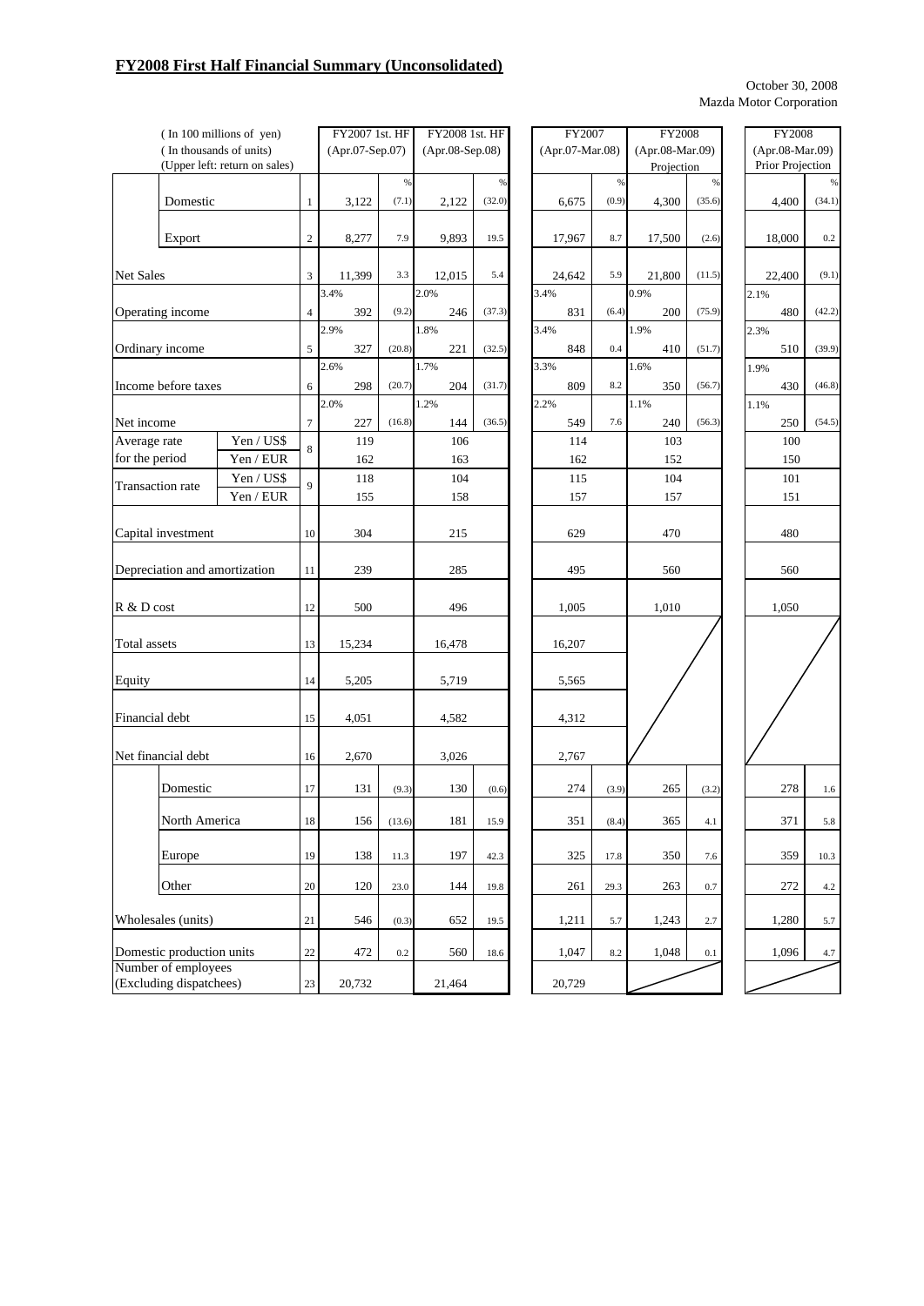# FY2008 First Half Financial Summary (Unconsolidated)

October 30, 2008
Mazda Motor Corporation

| (In 100 millions of yen) (In thousands of units) (Upper left: return on sales) | | | FY2007 1st. HF (Apr.07-Sep.07) | % | FY2008 1st. HF (Apr.08-Sep.08) | % | FY2007 (Apr.07-Mar.08) | % | FY2008 (Apr.08-Mar.09) Projection | % | FY2008 (Apr.08-Mar.09) Prior Projection | % |
|---|---|---|---|---|---|---|---|---|---|---|---|---|
| | Domestic | 1 | 3,122 | (7.1) | 2,122 | (32.0) | 6,675 | (0.9) | 4,300 | (35.6) | 4,400 | (34.1) |
| | Export | 2 | 8,277 | 7.9 | 9,893 | 19.5 | 17,967 | 8.7 | 17,500 | (2.6) | 18,000 | 0.2 |
| Net Sales | | 3 | 11,399 | 3.3 | 12,015 | 5.4 | 24,642 | 5.9 | 21,800 | (11.5) | 22,400 | (9.1) |
| Operating income | | 4 | 3.4% 392 | (9.2) | 2.0% 246 | (37.3) | 3.4% 831 | (6.4) | 0.9% 200 | (75.9) | 2.1% 480 | (42.2) |
| Ordinary income | | 5 | 2.9% 327 | (20.8) | 1.8% 221 | (32.5) | 3.4% 848 | 0.4 | 1.9% 410 | (51.7) | 2.3% 510 | (39.9) |
| Income before taxes | | 6 | 2.6% 298 | (20.7) | 1.7% 204 | (31.7) | 3.3% 809 | 8.2 | 1.6% 350 | (56.7) | 1.9% 430 | (46.8) |
| Net income | | 7 | 2.0% 227 | (16.8) | 1.2% 144 | (36.5) | 2.2% 549 | 7.6 | 1.1% 240 | (56.3) | 1.1% 250 | (54.5) |
| Average rate for the period | Yen / US$ | 8 | 119 | | 106 | | 114 | | 103 | | 100 | |
| | Yen / EUR | | 162 | | 163 | | 162 | | 152 | | 150 | |
| Transaction rate | Yen / US$ | 9 | 118 | | 104 | | 115 | | 104 | | 101 | |
| | Yen / EUR | | 155 | | 158 | | 157 | | 157 | | 151 | |
| Capital investment | | 10 | 304 | | 215 | | 629 | | 470 | | 480 | |
| Depreciation and amortization | | 11 | 239 | | 285 | | 495 | | 560 | | 560 | |
| R & D cost | | 12 | 500 | | 496 | | 1,005 | | 1,010 | | 1,050 | |
| Total assets | | 13 | 15,234 | | 16,478 | | 16,207 | | | | | |
| Equity | | 14 | 5,205 | | 5,719 | | 5,565 | | | | | |
| Financial debt | | 15 | 4,051 | | 4,582 | | 4,312 | | | | | |
| Net financial debt | | 16 | 2,670 | | 3,026 | | 2,767 | | | | | |
| | Domestic | 17 | 131 | (9.3) | 130 | (0.6) | 274 | (3.9) | 265 | (3.2) | 278 | 1.6 |
| | North America | 18 | 156 | (13.6) | 181 | 15.9 | 351 | (8.4) | 365 | 4.1 | 371 | 5.8 |
| | Europe | 19 | 138 | 11.3 | 197 | 42.3 | 325 | 17.8 | 350 | 7.6 | 359 | 10.3 |
| | Other | 20 | 120 | 23.0 | 144 | 19.8 | 261 | 29.3 | 263 | 0.7 | 272 | 4.2 |
| Wholesales (units) | | 21 | 546 | (0.3) | 652 | 19.5 | 1,211 | 5.7 | 1,243 | 2.7 | 1,280 | 5.7 |
| Domestic production units | | 22 | 472 | 0.2 | 560 | 18.6 | 1,047 | 8.2 | 1,048 | 0.1 | 1,096 | 4.7 |
| Number of employees (Excluding dispatchees) | | 23 | 20,732 | | 21,464 | | 20,729 | | | | | |